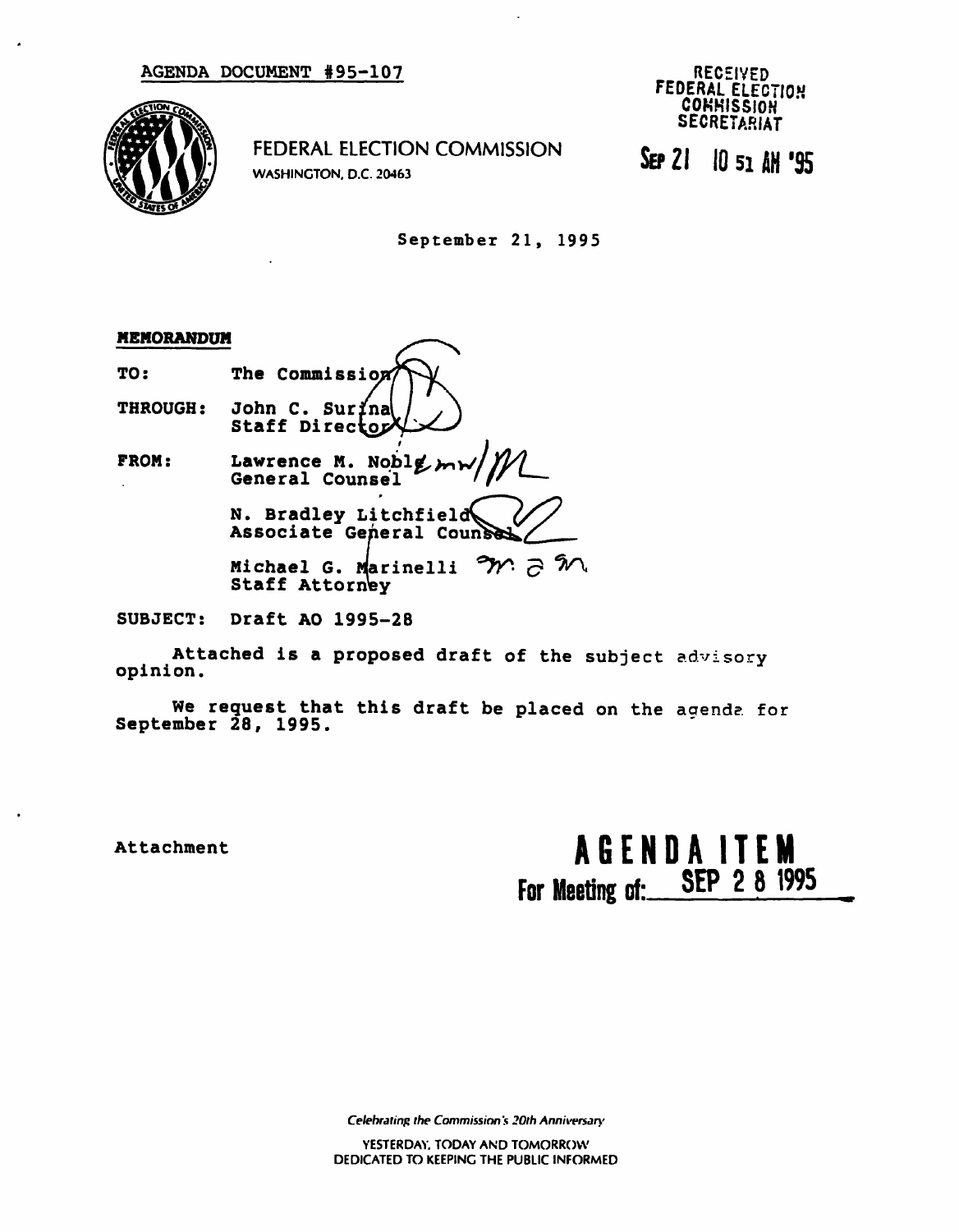AGENDA DOCUMENT #95-107

RECEIVED
FEDERAL ELECTION
COMMISSION
SECRETARIAT

FEDERAL ELECTION COMMISSION
WASHINGTON, D.C. 20463

SEP 21 10 51 AM '95

September 21, 1995

**MEMORANDUM**

TO: The Commission

THROUGH: John C. Surina
Staff Director

FROM: Lawrence M. Noble
General Counsel

N. Bradley Litchfield
Associate General Counsel

Michael G. Marinelli
Staff Attorney

SUBJECT: Draft AO 1995-28

Attached is a proposed draft of the subject advisory opinion.

We request that this draft be placed on the agenda for September 28, 1995.

Attachment

**AGENDA ITEM**
**For Meeting of: SEP 28 1995**

*Celebrating the Commission's 20th Anniversary*

YESTERDAY, TODAY AND TOMORROW
DEDICATED TO KEEPING THE PUBLIC INFORMED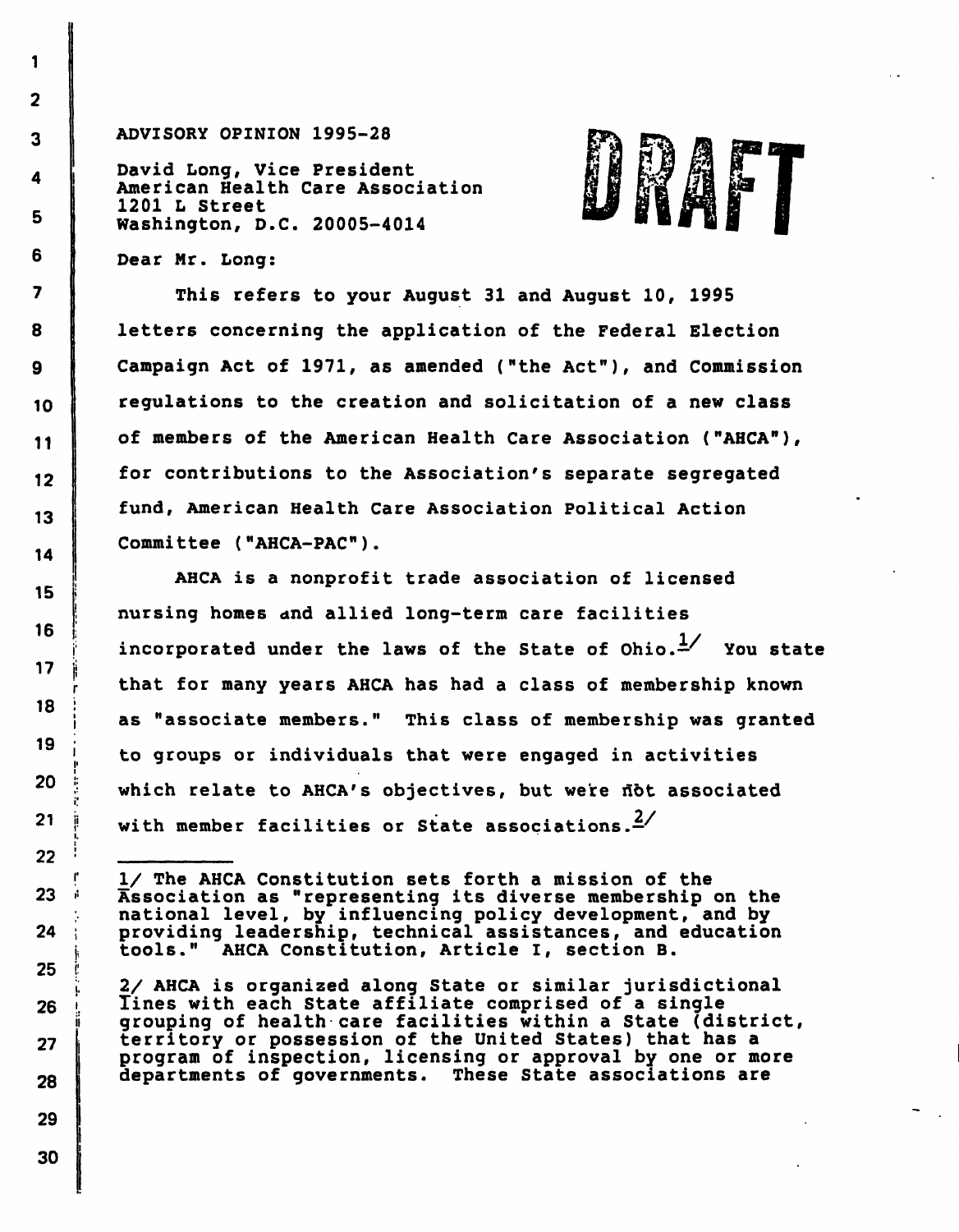ADVISORY OPINION 1995-28

David Long, Vice President
American Health Care Association
1201 L Street
Washington, D.C. 20005-4014

DRAFT

Dear Mr. Long:

This refers to your August 31 and August 10, 1995 letters concerning the application of the Federal Election Campaign Act of 1971, as amended ("the Act"), and Commission regulations to the creation and solicitation of a new class of members of the American Health Care Association ("AHCA"), for contributions to the Association's separate segregated fund, American Health Care Association Political Action Committee ("AHCA-PAC").

AHCA is a nonprofit trade association of licensed nursing homes and allied long-term care facilities incorporated under the laws of the State of Ohio.[1/] You state that for many years AHCA has had a class of membership known as "associate members." This class of membership was granted to groups or individuals that were engaged in activities which relate to AHCA's objectives, but were not associated with member facilities or State associations.[2/]

---

1/ The AHCA Constitution sets forth a mission of the Association as "representing its diverse membership on the national level, by influencing policy development, and by providing leadership, technical assistances, and education tools." AHCA Constitution, Article I, section B.

2/ AHCA is organized along State or similar jurisdictional lines with each State affiliate comprised of a single grouping of health care facilities within a State (district, territory or possession of the United States) that has a program of inspection, licensing or approval by one or more departments of governments. These State associations are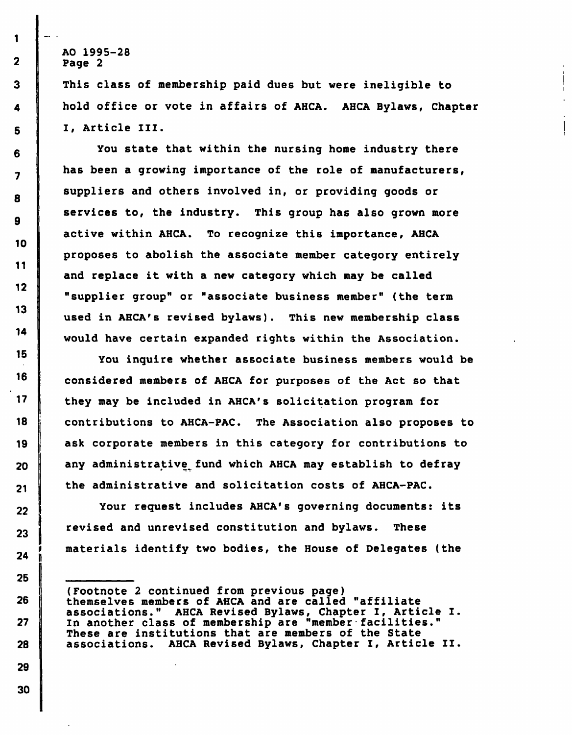This class of membership paid dues but were ineligible to hold office or vote in affairs of AHCA. AHCA Bylaws, Chapter I, Article III.

You state that within the nursing home industry there has been a growing importance of the role of manufacturers, suppliers and others involved in, or providing goods or services to, the industry. This group has also grown more active within AHCA. To recognize this importance, AHCA proposes to abolish the associate member category entirely and replace it with a new category which may be called "supplier group" or "associate business member" (the term used in AHCA's revised bylaws). This new membership class would have certain expanded rights within the Association.

You inquire whether associate business members would be considered members of AHCA for purposes of the Act so that they may be included in AHCA's solicitation program for contributions to AHCA-PAC. The Association also proposes to ask corporate members in this category for contributions to any administrative fund which AHCA may establish to defray the administrative and solicitation costs of AHCA-PAC.

Your request includes AHCA's governing documents: its revised and unrevised constitution and bylaws. These materials identify two bodies, the House of Delegates (the

---

(Footnote 2 continued from previous page) themselves members of AHCA and are called "affiliate associations." AHCA Revised Bylaws, Chapter I, Article I. In another class of membership are "member facilities." These are institutions that are members of the State associations. AHCA Revised Bylaws, Chapter I, Article II.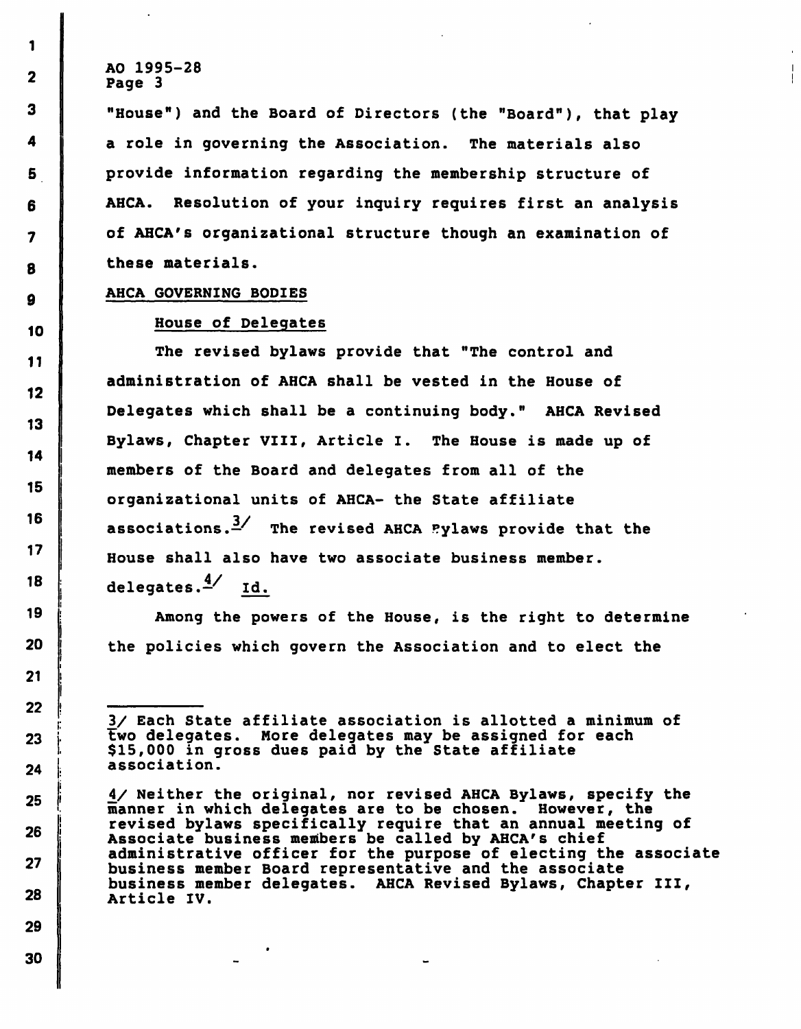"House") and the Board of Directors (the "Board"), that play a role in governing the Association. The materials also provide information regarding the membership structure of AHCA. Resolution of your inquiry requires first an analysis of AHCA's organizational structure though an examination of these materials.

AHCA GOVERNING BODIES

House of Delegates

The revised bylaws provide that "The control and administration of AHCA shall be vested in the House of Delegates which shall be a continuing body." AHCA Revised Bylaws, Chapter VIII, Article I. The House is made up of members of the Board and delegates from all of the organizational units of AHCA- the State affiliate associations.[3] The revised AHCA Bylaws provide that the House shall also have two associate business member. delegates.[4] Id.

Among the powers of the House, is the right to determine the policies which govern the Association and to elect the

---

3/ Each State affiliate association is allotted a minimum of two delegates. More delegates may be assigned for each $15,000 in gross dues paid by the State affiliate association.

4/ Neither the original, nor revised AHCA Bylaws, specify the manner in which delegates are to be chosen. However, the revised bylaws specifically require that an annual meeting of Associate business members be called by AHCA's chief administrative officer for the purpose of electing the associate business member Board representative and the associate business member delegates. AHCA Revised Bylaws, Chapter III, Article IV.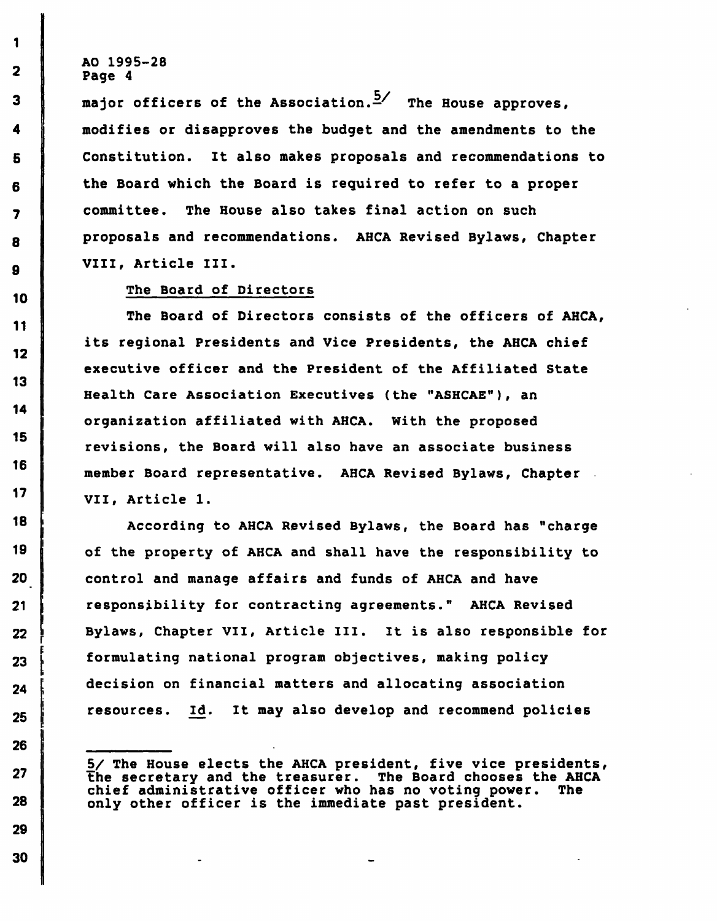major officers of the Association.[5] The House approves, modifies or disapproves the budget and the amendments to the Constitution. It also makes proposals and recommendations to the Board which the Board is required to refer to a proper committee. The House also takes final action on such proposals and recommendations. AHCA Revised Bylaws, Chapter VIII, Article III.

<u>The Board of Directors</u>

The Board of Directors consists of the officers of AHCA, its regional Presidents and Vice Presidents, the AHCA chief executive officer and the President of the Affiliated State Health Care Association Executives (the "ASHCAE"), an organization affiliated with AHCA. With the proposed revisions, the Board will also have an associate business member Board representative. AHCA Revised Bylaws, Chapter VII, Article 1.

According to AHCA Revised Bylaws, the Board has "charge of the property of AHCA and shall have the responsibility to control and manage affairs and funds of AHCA and have responsibility for contracting agreements." AHCA Revised Bylaws, Chapter VII, Article III. It is also responsible for formulating national program objectives, making policy decision on financial matters and allocating association resources. <u>Id</u>. It may also develop and recommend policies

---

5/ The House elects the AHCA president, five vice presidents, the secretary and the treasurer. The Board chooses the AHCA chief administrative officer who has no voting power. The only other officer is the immediate past president.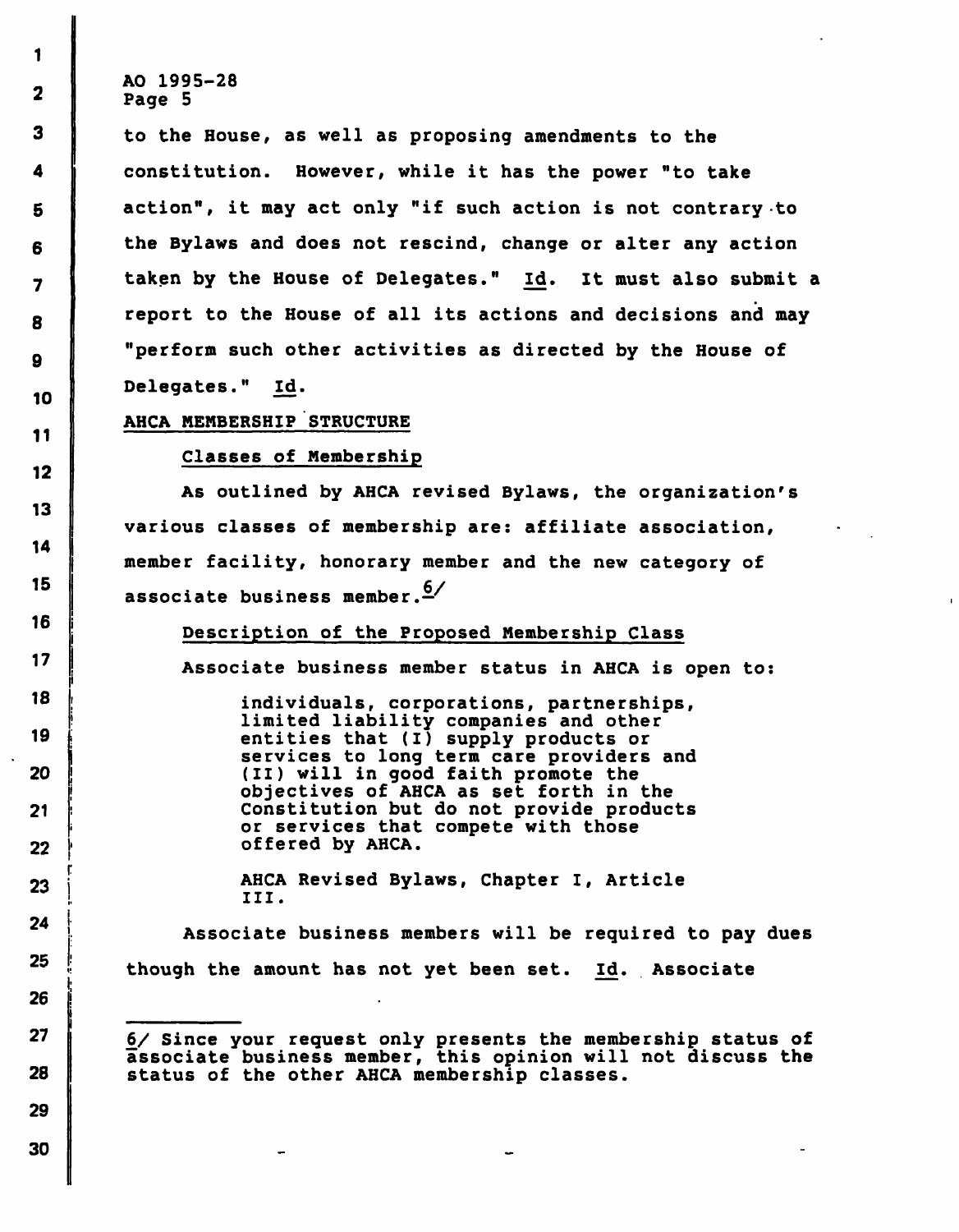to the House, as well as proposing amendments to the constitution. However, while it has the power "to take action", it may act only "if such action is not contrary to the Bylaws and does not rescind, change or alter any action taken by the House of Delegates." Id. It must also submit a report to the House of all its actions and decisions and may "perform such other activities as directed by the House of Delegates." Id.

## AHCA MEMBERSHIP STRUCTURE

### Classes of Membership

As outlined by AHCA revised Bylaws, the organization's various classes of membership are: affiliate association, member facility, honorary member and the new category of associate business member.[6/]

### Description of the Proposed Membership Class

Associate business member status in AHCA is open to:

> individuals, corporations, partnerships, limited liability companies and other entities that (I) supply products or services to long term care providers and (II) will in good faith promote the objectives of AHCA as set forth in the Constitution but do not provide products or services that compete with those offered by AHCA.
>
> AHCA Revised Bylaws, Chapter I, Article III.

Associate business members will be required to pay dues though the amount has not yet been set. Id. Associate

---

6/ Since your request only presents the membership status of associate business member, this opinion will not discuss the status of the other AHCA membership classes.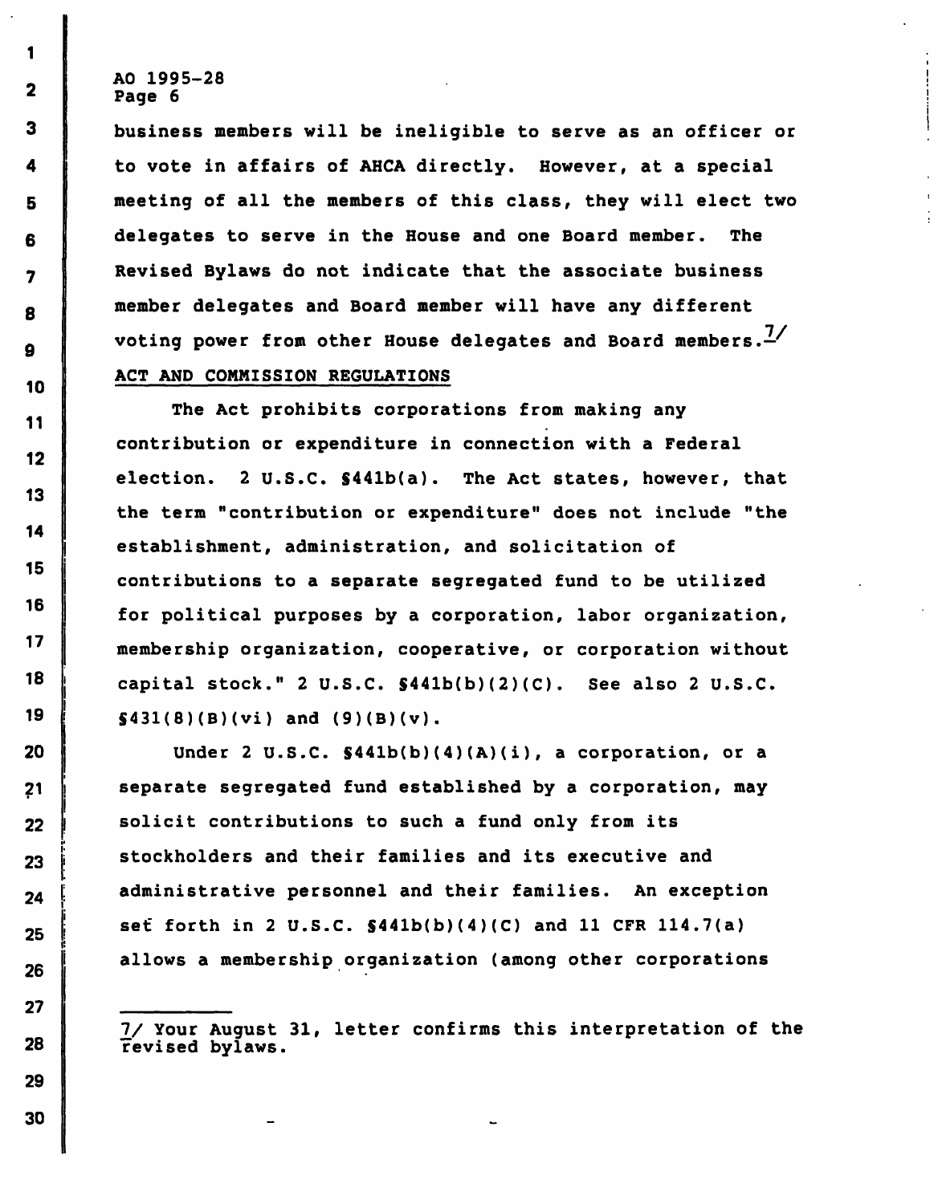business members will be ineligible to serve as an officer or to vote in affairs of AHCA directly. However, at a special meeting of all the members of this class, they will elect two delegates to serve in the House and one Board member. The Revised Bylaws do not indicate that the associate business member delegates and Board member will have any different voting power from other House delegates and Board members.[7]

ACT AND COMMISSION REGULATIONS

The Act prohibits corporations from making any contribution or expenditure in connection with a Federal election. 2 U.S.C. §441b(a). The Act states, however, that the term "contribution or expenditure" does not include "the establishment, administration, and solicitation of contributions to a separate segregated fund to be utilized for political purposes by a corporation, labor organization, membership organization, cooperative, or corporation without capital stock." 2 U.S.C. §441b(b)(2)(C). See also 2 U.S.C. §431(8)(B)(vi) and (9)(B)(v).

Under 2 U.S.C. §441b(b)(4)(A)(i), a corporation, or a separate segregated fund established by a corporation, may solicit contributions to such a fund only from its stockholders and their families and its executive and administrative personnel and their families. An exception set forth in 2 U.S.C. §441b(b)(4)(C) and 11 CFR 114.7(a) allows a membership organization (among other corporations

---

7/ Your August 31, letter confirms this interpretation of the revised bylaws.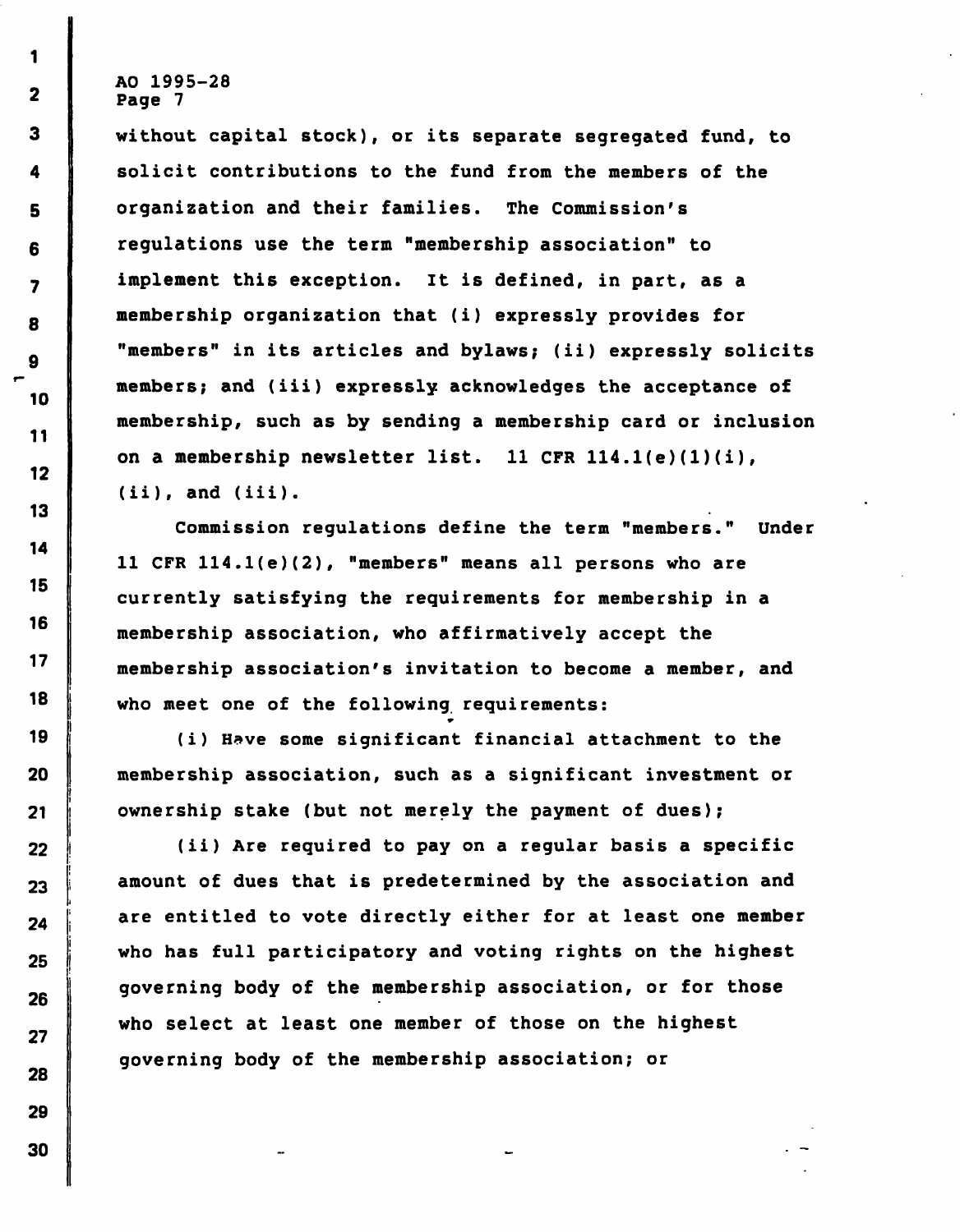without capital stock), or its separate segregated fund, to solicit contributions to the fund from the members of the organization and their families. The Commission's regulations use the term "membership association" to implement this exception. It is defined, in part, as a membership organization that (i) expressly provides for "members" in its articles and bylaws; (ii) expressly solicits members; and (iii) expressly acknowledges the acceptance of membership, such as by sending a membership card or inclusion on a membership newsletter list. 11 CFR 114.1(e)(1)(i), (ii), and (iii).

Commission regulations define the term "members." Under 11 CFR 114.1(e)(2), "members" means all persons who are currently satisfying the requirements for membership in a membership association, who affirmatively accept the membership association's invitation to become a member, and who meet one of the following requirements:

(i) Have some significant financial attachment to the membership association, such as a significant investment or ownership stake (but not merely the payment of dues);

(ii) Are required to pay on a regular basis a specific amount of dues that is predetermined by the association and are entitled to vote directly either for at least one member who has full participatory and voting rights on the highest governing body of the membership association, or for those who select at least one member of those on the highest governing body of the membership association; or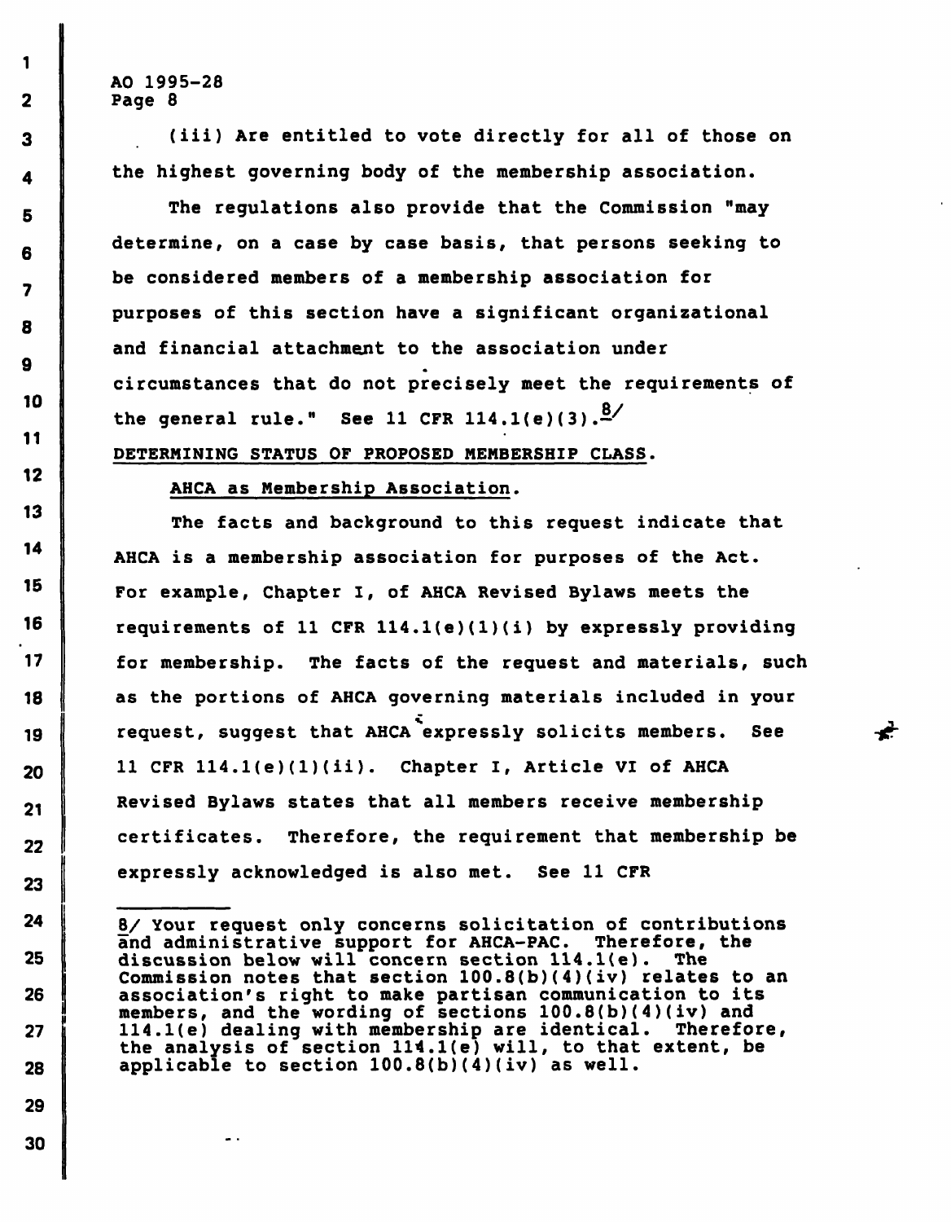(iii) Are entitled to vote directly for all of those on the highest governing body of the membership association.

The regulations also provide that the Commission "may determine, on a case by case basis, that persons seeking to be considered members of a membership association for purposes of this section have a significant organizational and financial attachment to the association under circumstances that do not precisely meet the requirements of the general rule." See 11 CFR 114.1(e)(3).[8/]

DETERMINING STATUS OF PROPOSED MEMBERSHIP CLASS.

AHCA as Membership Association.

The facts and background to this request indicate that AHCA is a membership association for purposes of the Act. For example, Chapter I, of AHCA Revised Bylaws meets the requirements of 11 CFR 114.1(e)(1)(i) by expressly providing for membership. The facts of the request and materials, such as the portions of AHCA governing materials included in your request, suggest that AHCA expressly solicits members. See 11 CFR 114.1(e)(1)(ii). Chapter I, Article VI of AHCA Revised Bylaws states that all members receive membership certificates. Therefore, the requirement that membership be expressly acknowledged is also met. See 11 CFR

---

8/ Your request only concerns solicitation of contributions and administrative support for AHCA-PAC. Therefore, the discussion below will concern section 114.1(e). The Commission notes that section 100.8(b)(4)(iv) relates to an association's right to make partisan communication to its members, and the wording of sections 100.8(b)(4)(iv) and 114.1(e) dealing with membership are identical. Therefore, the analysis of section 114.1(e) will, to that extent, be applicable to section 100.8(b)(4)(iv) as well.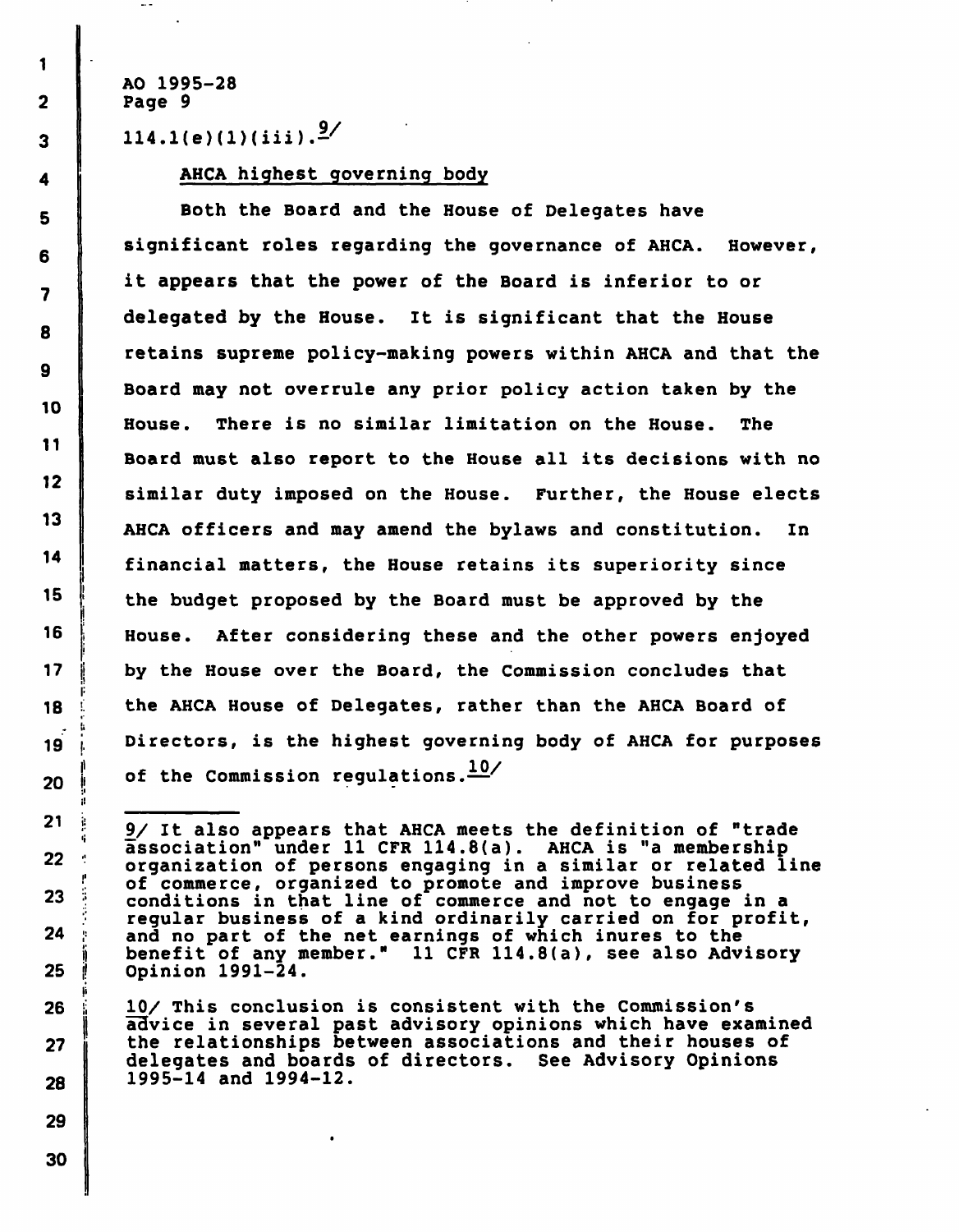114.1(e)(1)(iii).[9]

AHCA highest governing body

Both the Board and the House of Delegates have significant roles regarding the governance of AHCA. However, it appears that the power of the Board is inferior to or delegated by the House. It is significant that the House retains supreme policy-making powers within AHCA and that the Board may not overrule any prior policy action taken by the House. There is no similar limitation on the House. The Board must also report to the House all its decisions with no similar duty imposed on the House. Further, the House elects AHCA officers and may amend the bylaws and constitution. In financial matters, the House retains its superiority since the budget proposed by the Board must be approved by the House. After considering these and the other powers enjoyed by the House over the Board, the Commission concludes that the AHCA House of Delegates, rather than the AHCA Board of Directors, is the highest governing body of AHCA for purposes of the Commission regulations.[10]

---

9/ It also appears that AHCA meets the definition of "trade association" under 11 CFR 114.8(a). AHCA is "a membership organization of persons engaging in a similar or related line of commerce, organized to promote and improve business conditions in that line of commerce and not to engage in a regular business of a kind ordinarily carried on for profit, and no part of the net earnings of which inures to the benefit of any member." 11 CFR 114.8(a), see also Advisory Opinion 1991-24.

10/ This conclusion is consistent with the Commission's advice in several past advisory opinions which have examined the relationships between associations and their houses of delegates and boards of directors. See Advisory Opinions 1995-14 and 1994-12.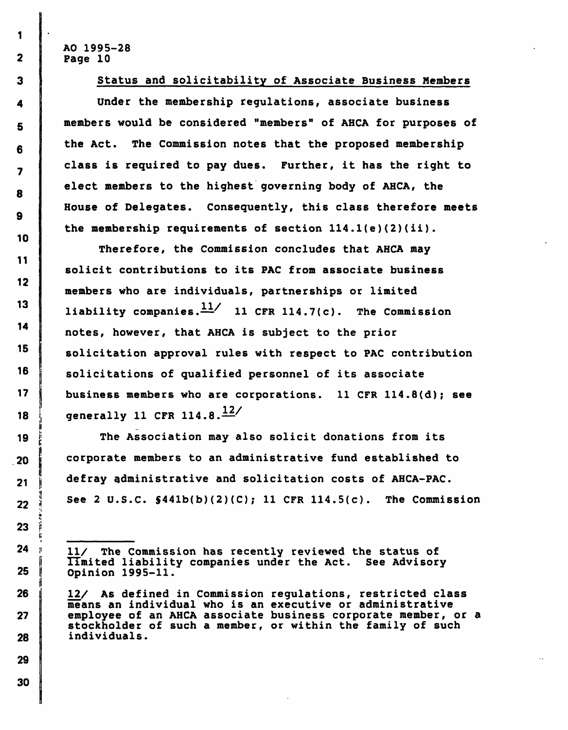### Status and solicitability of Associate Business Members

Under the membership regulations, associate business members would be considered "members" of AHCA for purposes of the Act. The Commission notes that the proposed membership class is required to pay dues. Further, it has the right to elect members to the highest governing body of AHCA, the House of Delegates. Consequently, this class therefore meets the membership requirements of section 114.1(e)(2)(ii).

Therefore, the Commission concludes that AHCA may solicit contributions to its PAC from associate business members who are individuals, partnerships or limited liability companies.[11] 11 CFR 114.7(c). The Commission notes, however, that AHCA is subject to the prior solicitation approval rules with respect to PAC contribution solicitations of qualified personnel of its associate business members who are corporations. 11 CFR 114.8(d); see generally 11 CFR 114.8.[12]

The Association may also solicit donations from its corporate members to an administrative fund established to defray administrative and solicitation costs of AHCA-PAC. See 2 U.S.C. §441b(b)(2)(C); 11 CFR 114.5(c). The Commission

---

11/ The Commission has recently reviewed the status of limited liability companies under the Act. See Advisory Opinion 1995-11.

12/ As defined in Commission regulations, restricted class means an individual who is an executive or administrative employee of an AHCA associate business corporate member, or a stockholder of such a member, or within the family of such individuals.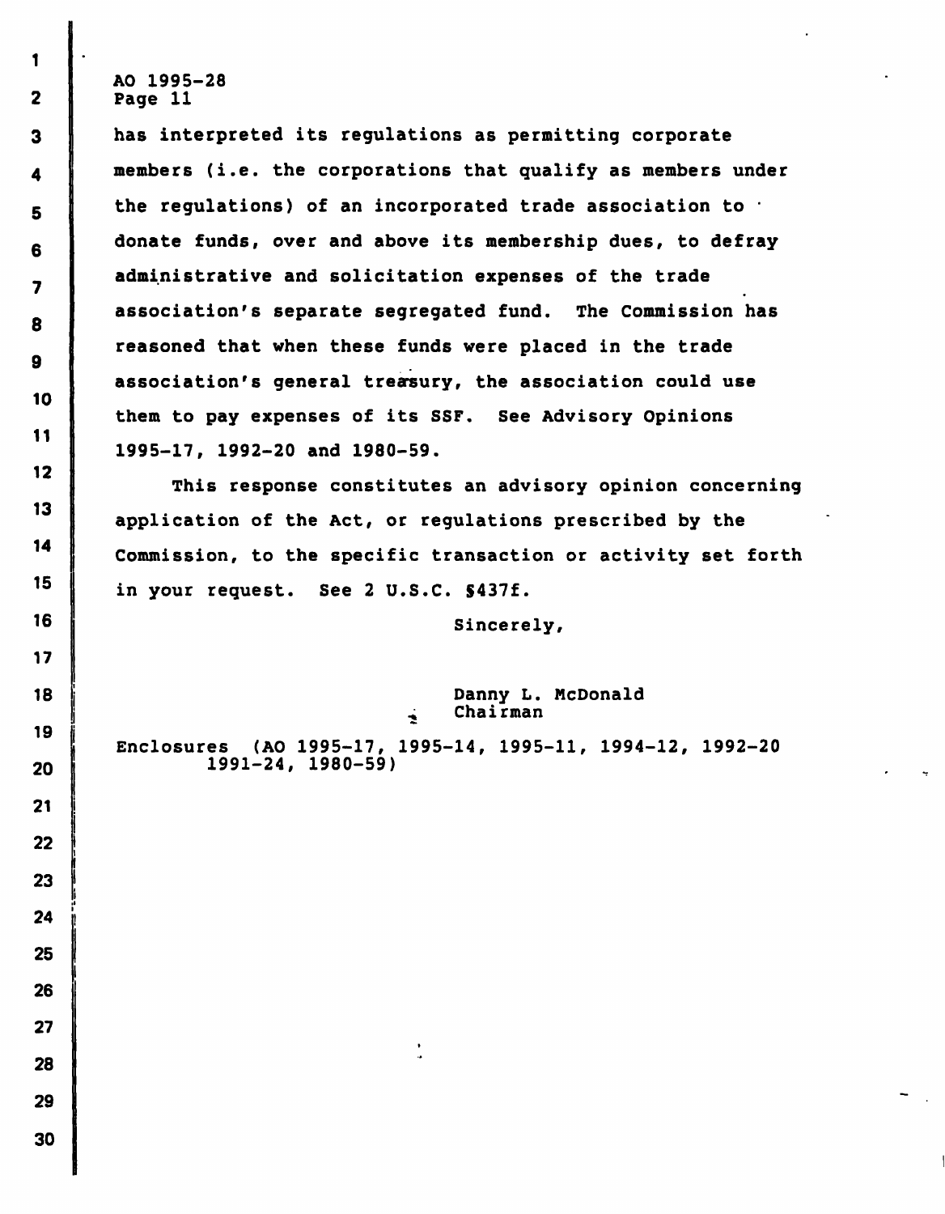has interpreted its regulations as permitting corporate members (i.e. the corporations that qualify as members under the regulations) of an incorporated trade association to donate funds, over and above its membership dues, to defray administrative and solicitation expenses of the trade association's separate segregated fund. The Commission has reasoned that when these funds were placed in the trade association's general treasury, the association could use them to pay expenses of its SSF. See Advisory Opinions 1995-17, 1992-20 and 1980-59.

This response constitutes an advisory opinion concerning application of the Act, or regulations prescribed by the Commission, to the specific transaction or activity set forth in your request. See 2 U.S.C. §437f.

Sincerely,

Danny L. McDonald
Chairman

Enclosures (AO 1995-17, 1995-14, 1995-11, 1994-12, 1992-20 1991-24, 1980-59)